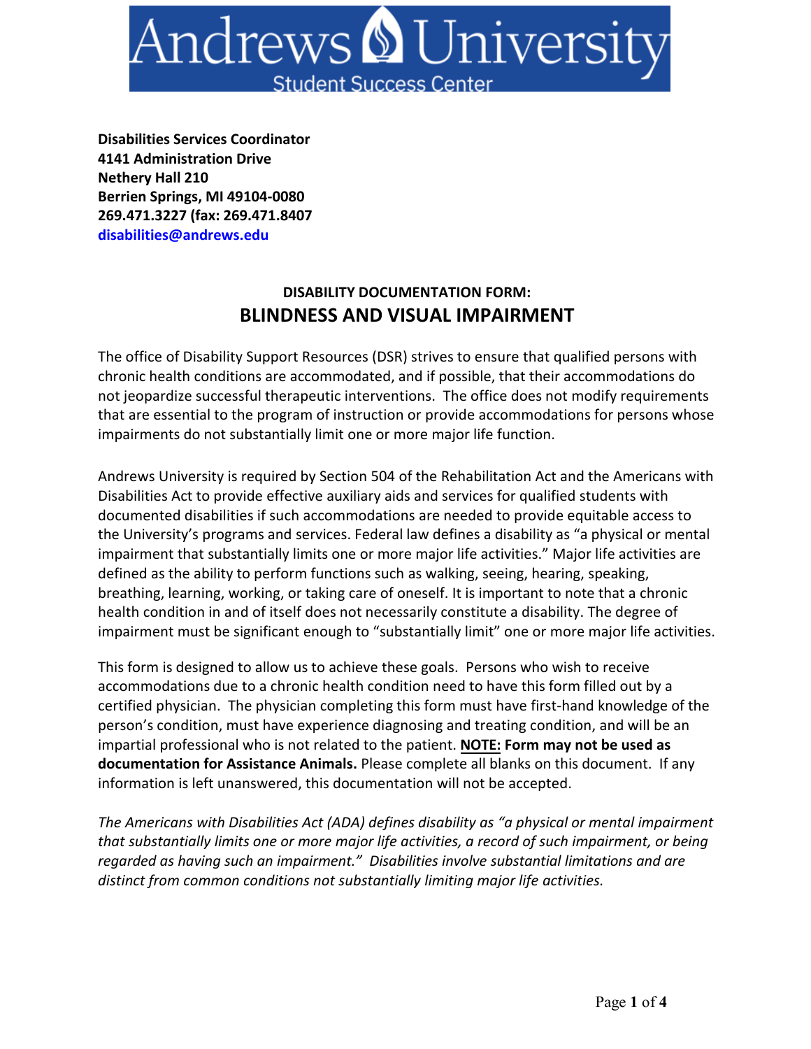Andrews University

Student Success Center

**Disabilities Services Coordinator**
**4141 Administration Drive**
**Nethery Hall 210**
**Berrien Springs, MI 49104-0080**
**269.471.3227 (fax: 269.471.8407**
**disabilities@andrews.edu**

### DISABILITY DOCUMENTATION FORM:

## BLINDNESS AND VISUAL IMPAIRMENT

The office of Disability Support Resources (DSR) strives to ensure that qualified persons with chronic health conditions are accommodated, and if possible, that their accommodations do not jeopardize successful therapeutic interventions. The office does not modify requirements that are essential to the program of instruction or provide accommodations for persons whose impairments do not substantially limit one or more major life function.

Andrews University is required by Section 504 of the Rehabilitation Act and the Americans with Disabilities Act to provide effective auxiliary aids and services for qualified students with documented disabilities if such accommodations are needed to provide equitable access to the University's programs and services. Federal law defines a disability as "a physical or mental impairment that substantially limits one or more major life activities." Major life activities are defined as the ability to perform functions such as walking, seeing, hearing, speaking, breathing, learning, working, or taking care of oneself. It is important to note that a chronic health condition in and of itself does not necessarily constitute a disability. The degree of impairment must be significant enough to "substantially limit" one or more major life activities.

This form is designed to allow us to achieve these goals. Persons who wish to receive accommodations due to a chronic health condition need to have this form filled out by a certified physician. The physician completing this form must have first-hand knowledge of the person's condition, must have experience diagnosing and treating condition, and will be an impartial professional who is not related to the patient. **NOTE: Form may not be used as documentation for Assistance Animals.** Please complete all blanks on this document. If any information is left unanswered, this documentation will not be accepted.

*The Americans with Disabilities Act (ADA) defines disability as "a physical or mental impairment that substantially limits one or more major life activities, a record of such impairment, or being regarded as having such an impairment." Disabilities involve substantial limitations and are distinct from common conditions not substantially limiting major life activities.*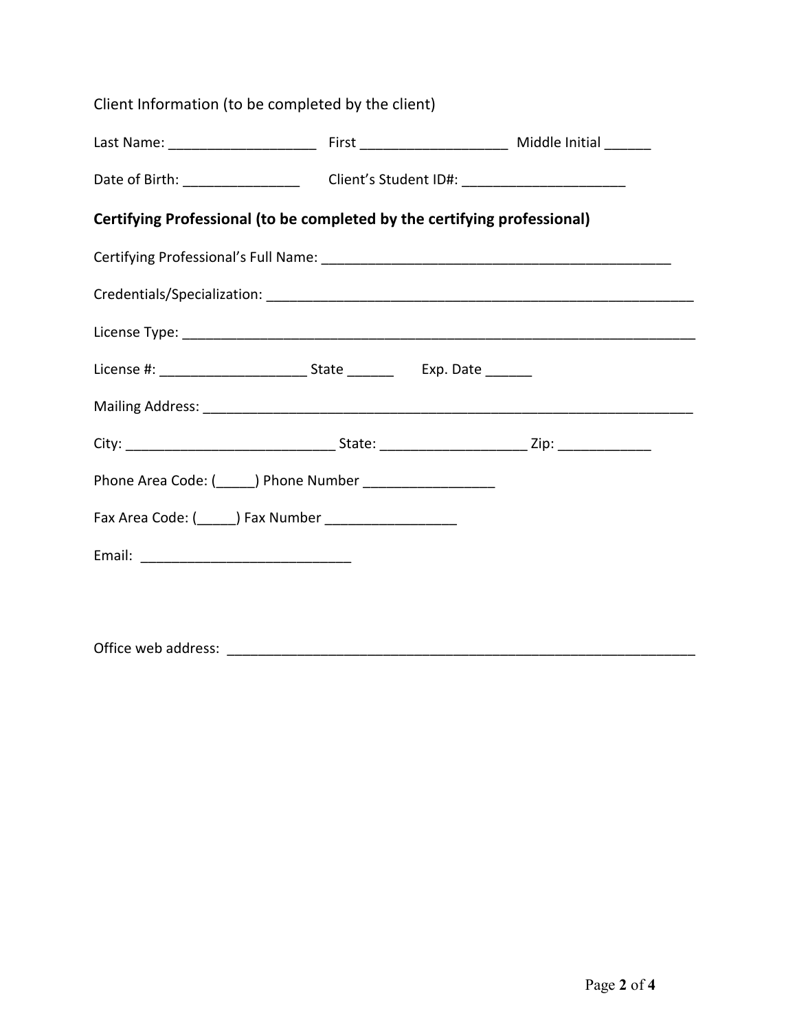Client Information (to be completed by the client)

Last Name: ___________________ First ___________________ Middle Initial ______

Date of Birth: _______________ Client's Student ID#: _____________________

**Certifying Professional (to be completed by the certifying professional)**

Certifying Professional's Full Name: _______________________________________________

Credentials/Specialization: _________________________________________________________

License Type: ____________________________________________________________________

License #: ___________________ State ______ Exp. Date ______

Mailing Address: _________________________________________________________________

City: ___________________________ State: ___________________ Zip: ____________

Phone Area Code: (_____) Phone Number _________________

Fax Area Code: (_____) Fax Number _________________

Email: ___________________________

Office web address: ______________________________________________________________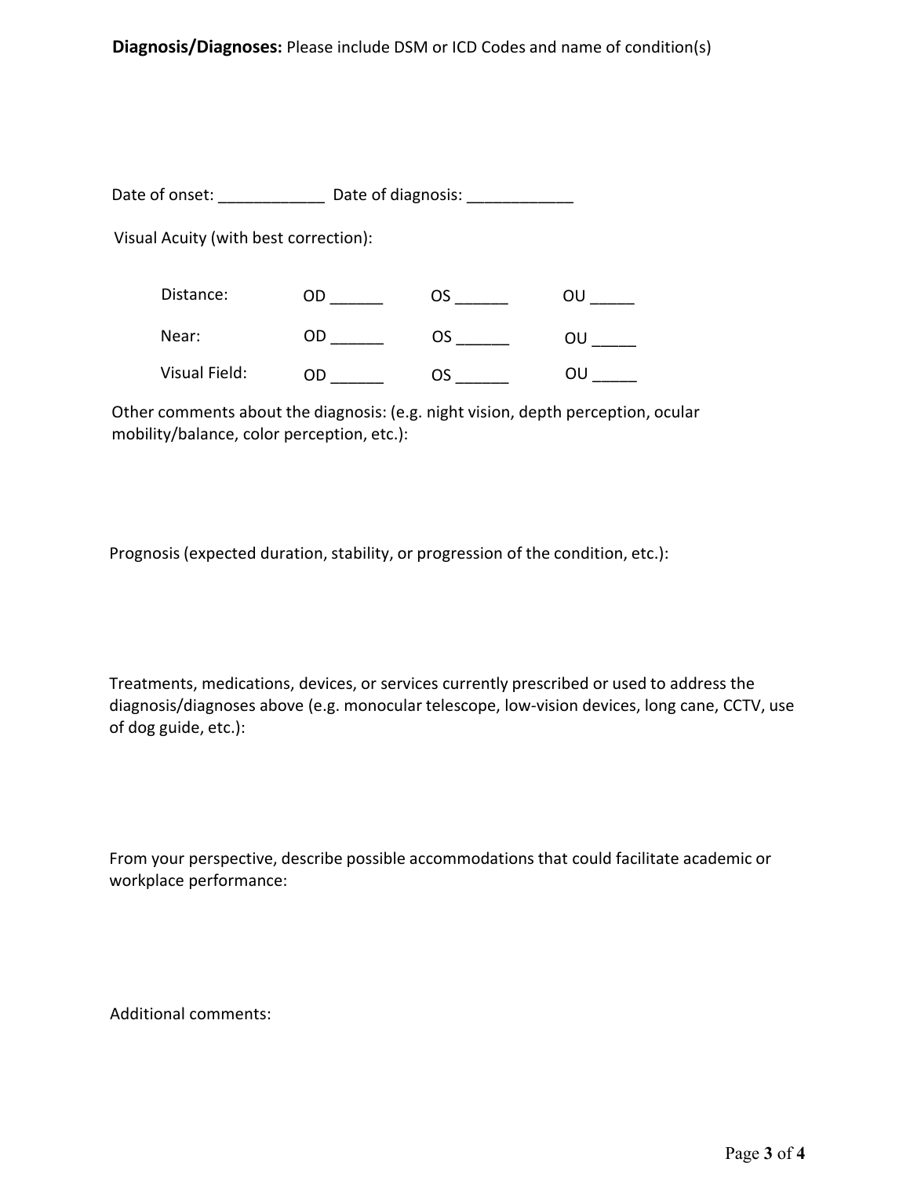**Diagnosis/Diagnoses:** Please include DSM or ICD Codes and name of condition(s)

Date of onset: ____________ Date of diagnosis: ____________

Visual Acuity (with best correction):

| | | | |
|---|---|---|---|
| Distance: | OD ______ | OS ______ | OU _____ |
| Near: | OD ______ | OS ______ | OU _____ |
| Visual Field: | OD ______ | OS ______ | OU _____ |

Other comments about the diagnosis: (e.g. night vision, depth perception, ocular mobility/balance, color perception, etc.):

Prognosis (expected duration, stability, or progression of the condition, etc.):

Treatments, medications, devices, or services currently prescribed or used to address the diagnosis/diagnoses above (e.g. monocular telescope, low-vision devices, long cane, CCTV, use of dog guide, etc.):

From your perspective, describe possible accommodations that could facilitate academic or workplace performance:

Additional comments: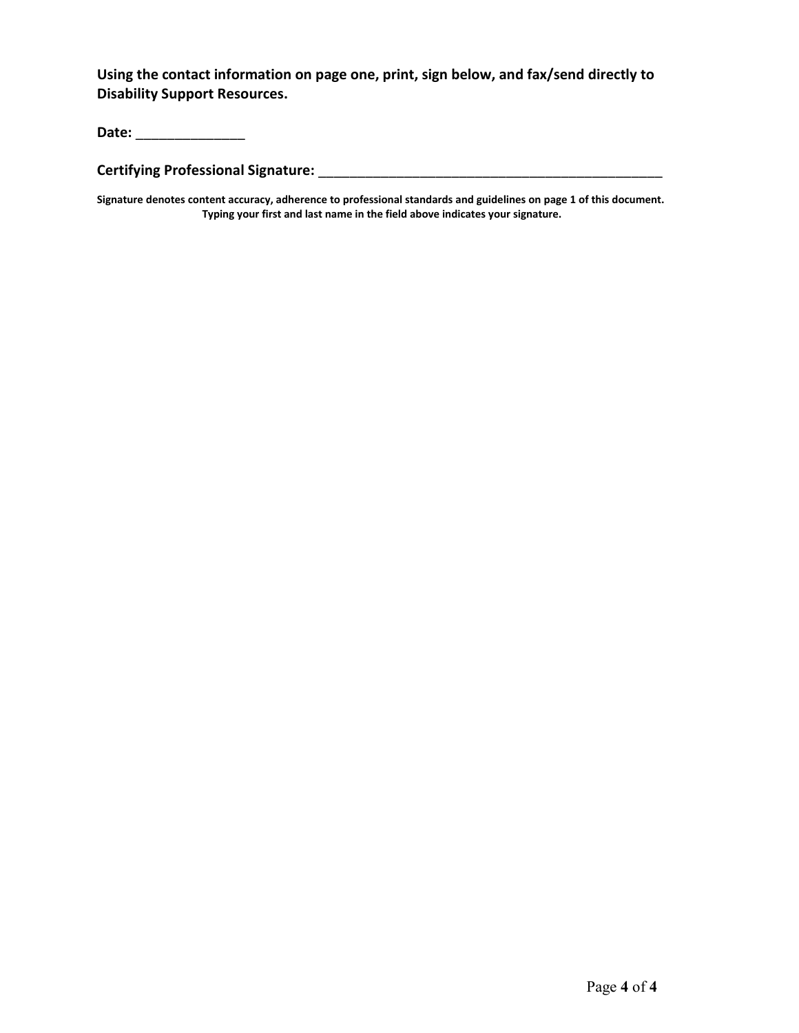**Using the contact information on page one, print, sign below, and fax/send directly to Disability Support Resources.**

**Date:** ______________

**Certifying Professional Signature:** _______________________________________________

**Signature denotes content accuracy, adherence to professional standards and guidelines on page 1 of this document. Typing your first and last name in the field above indicates your signature.**